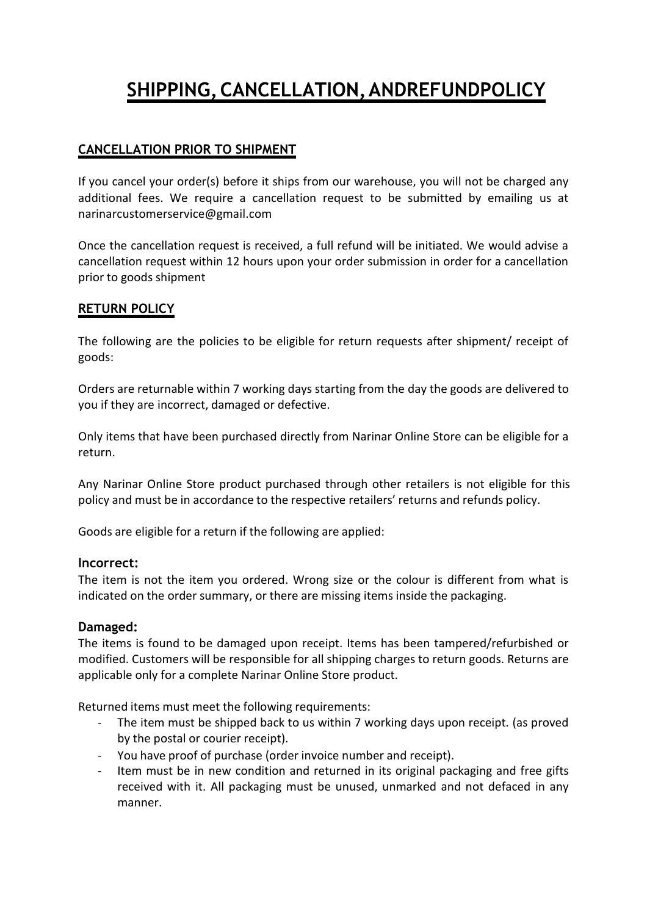# SHIPPING, CANCELLATION, ANDREFUNDPOLICY

## CANCELLATION PRIOR TO SHIPMENT

If you cancel your order(s) before it ships from our warehouse, you will not be charged any additional fees. We require a cancellation request to be submitted by emailing us at narinarcustomerservice@gmail.com

Once the cancellation request is received, a full refund will be initiated. We would advise a cancellation request within 12 hours upon your order submission in order for a cancellation prior to goods shipment

## RETURN POLICY

The following are the policies to be eligible for return requests after shipment/ receipt of goods:

Orders are returnable within 7 working days starting from the day the goods are delivered to you if they are incorrect, damaged or defective.

Only items that have been purchased directly from Narinar Online Store can be eligible for a return.

Any Narinar Online Store product purchased through other retailers is not eligible for this policy and must be in accordance to the respective retailers' returns and refunds policy.

Goods are eligible for a return if the following are applied:

### Incorrect:

The item is not the item you ordered. Wrong size or the colour is different from what is indicated on the order summary, or there are missing items inside the packaging.

### Damaged:

The items is found to be damaged upon receipt. Items has been tampered/refurbished or modified. Customers will be responsible for all shipping charges to return goods. Returns are applicable only for a complete Narinar Online Store product.

Returned items must meet the following requirements:

- The item must be shipped back to us within 7 working days upon receipt. (as proved by the postal or courier receipt).
- You have proof of purchase (order invoice number and receipt).
- Item must be in new condition and returned in its original packaging and free gifts received with it. All packaging must be unused, unmarked and not defaced in any manner.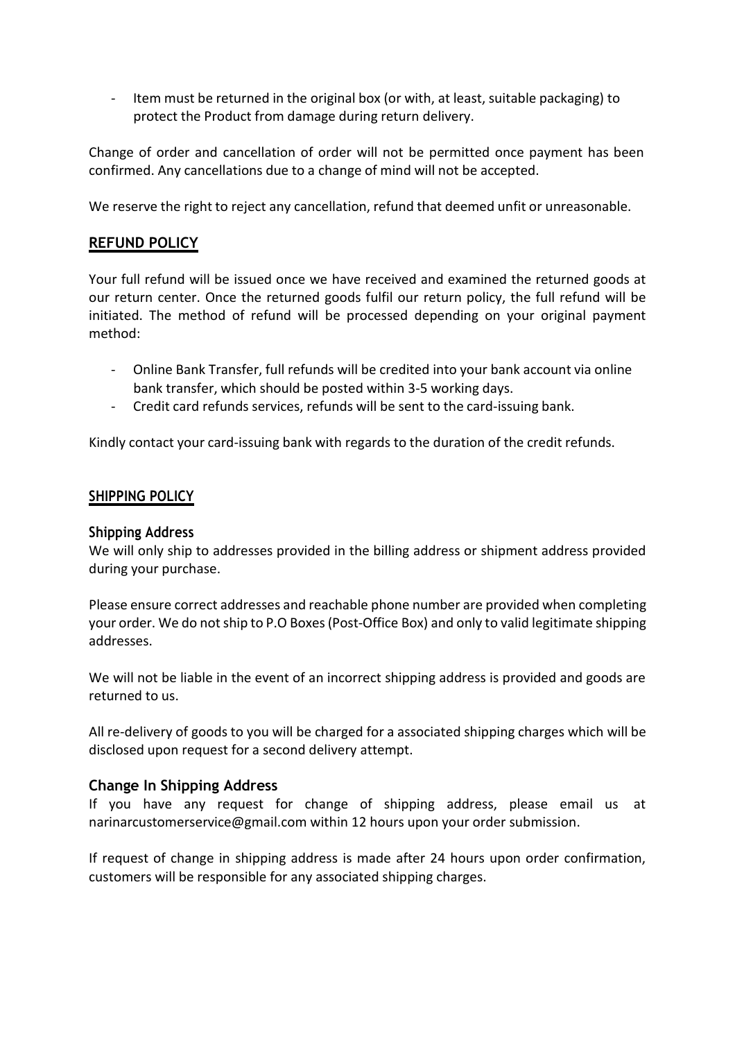- Item must be returned in the original box (or with, at least, suitable packaging) to protect the Product from damage during return delivery.

Change of order and cancellation of order will not be permitted once payment has been confirmed. Any cancellations due to a change of mind will not be accepted.

We reserve the right to reject any cancellation, refund that deemed unfit or unreasonable.

## REFUND POLICY

Your full refund will be issued once we have received and examined the returned goods at our return center. Once the returned goods fulfil our return policy, the full refund will be initiated. The method of refund will be processed depending on your original payment method:

- Online Bank Transfer, full refunds will be credited into your bank account via online bank transfer, which should be posted within 3-5 working days.
- Credit card refunds services, refunds will be sent to the card-issuing bank.

Kindly contact your card-issuing bank with regards to the duration of the credit refunds.

## SHIPPING POLICY

### Shipping Address

We will only ship to addresses provided in the billing address or shipment address provided during your purchase.

Please ensure correct addresses and reachable phone number are provided when completing your order. We do not ship to P.O Boxes (Post-Office Box) and only to valid legitimate shipping addresses.

We will not be liable in the event of an incorrect shipping address is provided and goods are returned to us.

All re-delivery of goods to you will be charged for a associated shipping charges which will be disclosed upon request for a second delivery attempt.

### Change In Shipping Address

If you have any request for change of shipping address, please email us at narinarcustomerservice@gmail.com within 12 hours upon your order submission.

If request of change in shipping address is made after 24 hours upon order confirmation, customers will be responsible for any associated shipping charges.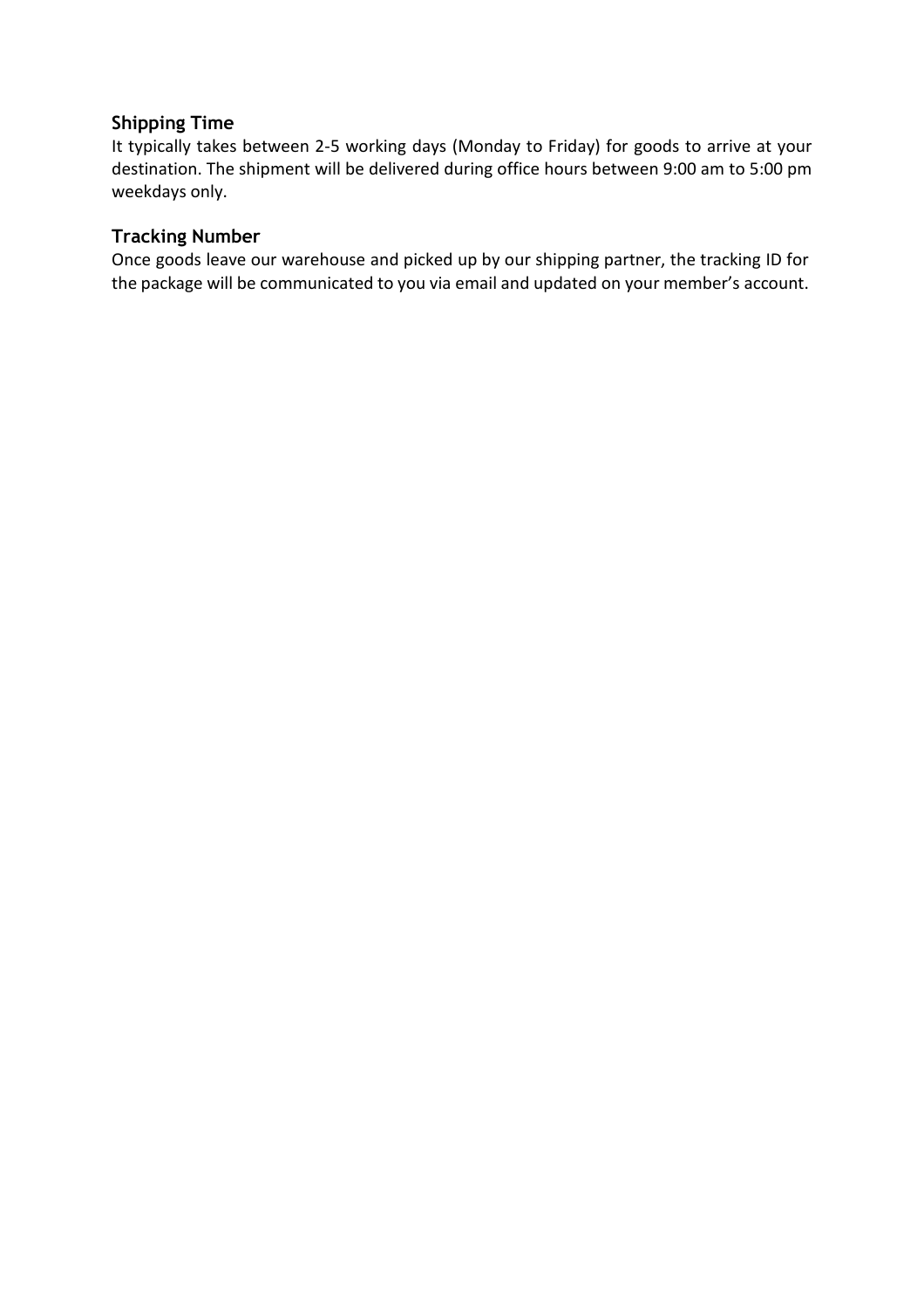### Shipping Time

It typically takes between 2-5 working days (Monday to Friday) for goods to arrive at your destination. The shipment will be delivered during office hours between 9:00 am to 5:00 pm weekdays only.

### Tracking Number

Once goods leave our warehouse and picked up by our shipping partner, the tracking ID for the package will be communicated to you via email and updated on your member's account.